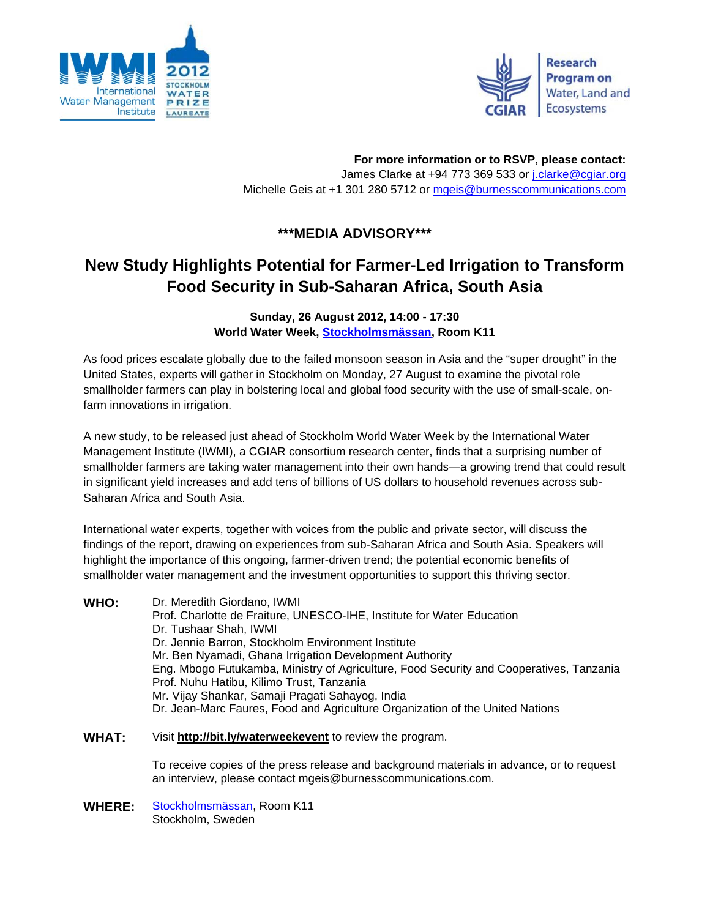IWMI International Water Management Institute — 2012 Stockholm Water Prize Laureate

CGIAR — Research Program on Water, Land and Ecosystems

**For more information or to RSVP, please contact:**
James Clarke at +94 773 369 533 or j.clarke@cgiar.org
Michelle Geis at +1 301 280 5712 or mgeis@burnesscommunications.com

## \*\*\*MEDIA ADVISORY\*\*\*

# New Study Highlights Potential for Farmer-Led Irrigation to Transform Food Security in Sub-Saharan Africa, South Asia

**Sunday, 26 August 2012, 14:00 - 17:30**
**World Water Week, Stockholmsmässan, Room K11**

As food prices escalate globally due to the failed monsoon season in Asia and the "super drought" in the United States, experts will gather in Stockholm on Monday, 27 August to examine the pivotal role smallholder farmers can play in bolstering local and global food security with the use of small-scale, on-farm innovations in irrigation.

A new study, to be released just ahead of Stockholm World Water Week by the International Water Management Institute (IWMI), a CGIAR consortium research center, finds that a surprising number of smallholder farmers are taking water management into their own hands—a growing trend that could result in significant yield increases and add tens of billions of US dollars to household revenues across sub-Saharan Africa and South Asia.

International water experts, together with voices from the public and private sector, will discuss the findings of the report, drawing on experiences from sub-Saharan Africa and South Asia. Speakers will highlight the importance of this ongoing, farmer-driven trend; the potential economic benefits of smallholder water management and the investment opportunities to support this thriving sector.

**WHO:**
Dr. Meredith Giordano, IWMI
Prof. Charlotte de Fraiture, UNESCO-IHE, Institute for Water Education
Dr. Tushaar Shah, IWMI
Dr. Jennie Barron, Stockholm Environment Institute
Mr. Ben Nyamadi, Ghana Irrigation Development Authority
Eng. Mbogo Futukamba, Ministry of Agriculture, Food Security and Cooperatives, Tanzania
Prof. Nuhu Hatibu, Kilimo Trust, Tanzania
Mr. Vijay Shankar, Samaji Pragati Sahayog, India
Dr. Jean-Marc Faures, Food and Agriculture Organization of the United Nations

**WHAT:**
Visit **http://bit.ly/waterweekevent** to review the program.

To receive copies of the press release and background materials in advance, or to request an interview, please contact mgeis@burnesscommunications.com.

**WHERE:**
Stockholmsmässan, Room K11
Stockholm, Sweden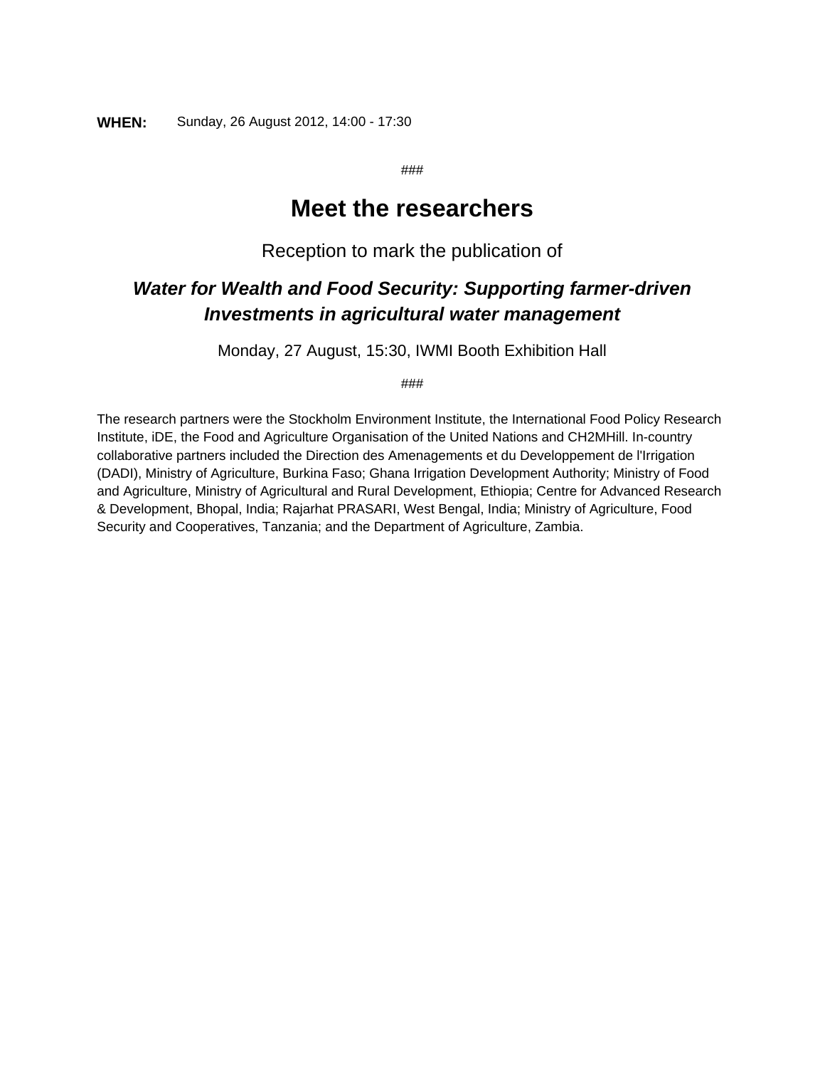**WHEN:** Sunday, 26 August 2012, 14:00 - 17:30

###

# Meet the researchers

Reception to mark the publication of

***Water for Wealth and Food Security: Supporting farmer-driven Investments in agricultural water management***

Monday, 27 August, 15:30, IWMI Booth Exhibition Hall

###

The research partners were the Stockholm Environment Institute, the International Food Policy Research Institute, iDE, the Food and Agriculture Organisation of the United Nations and CH2MHill. In-country collaborative partners included the Direction des Amenagements et du Developpement de l'Irrigation (DADI), Ministry of Agriculture, Burkina Faso; Ghana Irrigation Development Authority; Ministry of Food and Agriculture, Ministry of Agricultural and Rural Development, Ethiopia; Centre for Advanced Research & Development, Bhopal, India; Rajarhat PRASARI, West Bengal, India; Ministry of Agriculture, Food Security and Cooperatives, Tanzania; and the Department of Agriculture, Zambia.